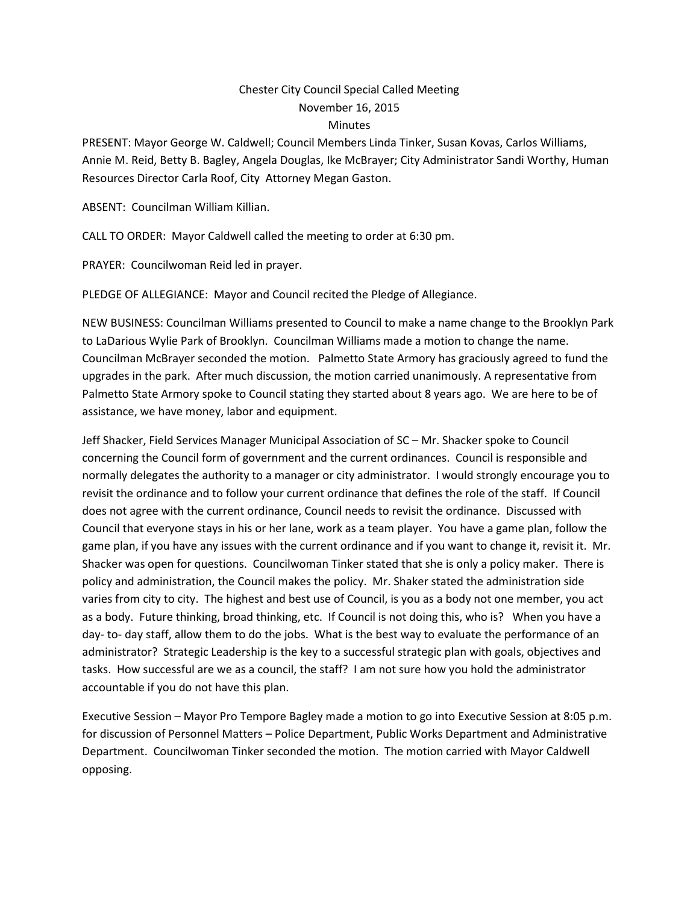# Chester City Council Special Called Meeting
## November 16, 2015
## Minutes

PRESENT: Mayor George W. Caldwell; Council Members Linda Tinker, Susan Kovas, Carlos Williams, Annie M. Reid, Betty B. Bagley, Angela Douglas, Ike McBrayer; City Administrator Sandi Worthy, Human Resources Director Carla Roof, City Attorney Megan Gaston.

ABSENT: Councilman William Killian.

CALL TO ORDER: Mayor Caldwell called the meeting to order at 6:30 pm.

PRAYER: Councilwoman Reid led in prayer.

PLEDGE OF ALLEGIANCE: Mayor and Council recited the Pledge of Allegiance.

NEW BUSINESS: Councilman Williams presented to Council to make a name change to the Brooklyn Park to LaDarious Wylie Park of Brooklyn. Councilman Williams made a motion to change the name. Councilman McBrayer seconded the motion. Palmetto State Armory has graciously agreed to fund the upgrades in the park. After much discussion, the motion carried unanimously. A representative from Palmetto State Armory spoke to Council stating they started about 8 years ago. We are here to be of assistance, we have money, labor and equipment.

Jeff Shacker, Field Services Manager Municipal Association of SC – Mr. Shacker spoke to Council concerning the Council form of government and the current ordinances. Council is responsible and normally delegates the authority to a manager or city administrator. I would strongly encourage you to revisit the ordinance and to follow your current ordinance that defines the role of the staff. If Council does not agree with the current ordinance, Council needs to revisit the ordinance. Discussed with Council that everyone stays in his or her lane, work as a team player. You have a game plan, follow the game plan, if you have any issues with the current ordinance and if you want to change it, revisit it. Mr. Shacker was open for questions. Councilwoman Tinker stated that she is only a policy maker. There is policy and administration, the Council makes the policy. Mr. Shaker stated the administration side varies from city to city. The highest and best use of Council, is you as a body not one member, you act as a body. Future thinking, broad thinking, etc. If Council is not doing this, who is? When you have a day- to- day staff, allow them to do the jobs. What is the best way to evaluate the performance of an administrator? Strategic Leadership is the key to a successful strategic plan with goals, objectives and tasks. How successful are we as a council, the staff? I am not sure how you hold the administrator accountable if you do not have this plan.

Executive Session – Mayor Pro Tempore Bagley made a motion to go into Executive Session at 8:05 p.m. for discussion of Personnel Matters – Police Department, Public Works Department and Administrative Department. Councilwoman Tinker seconded the motion. The motion carried with Mayor Caldwell opposing.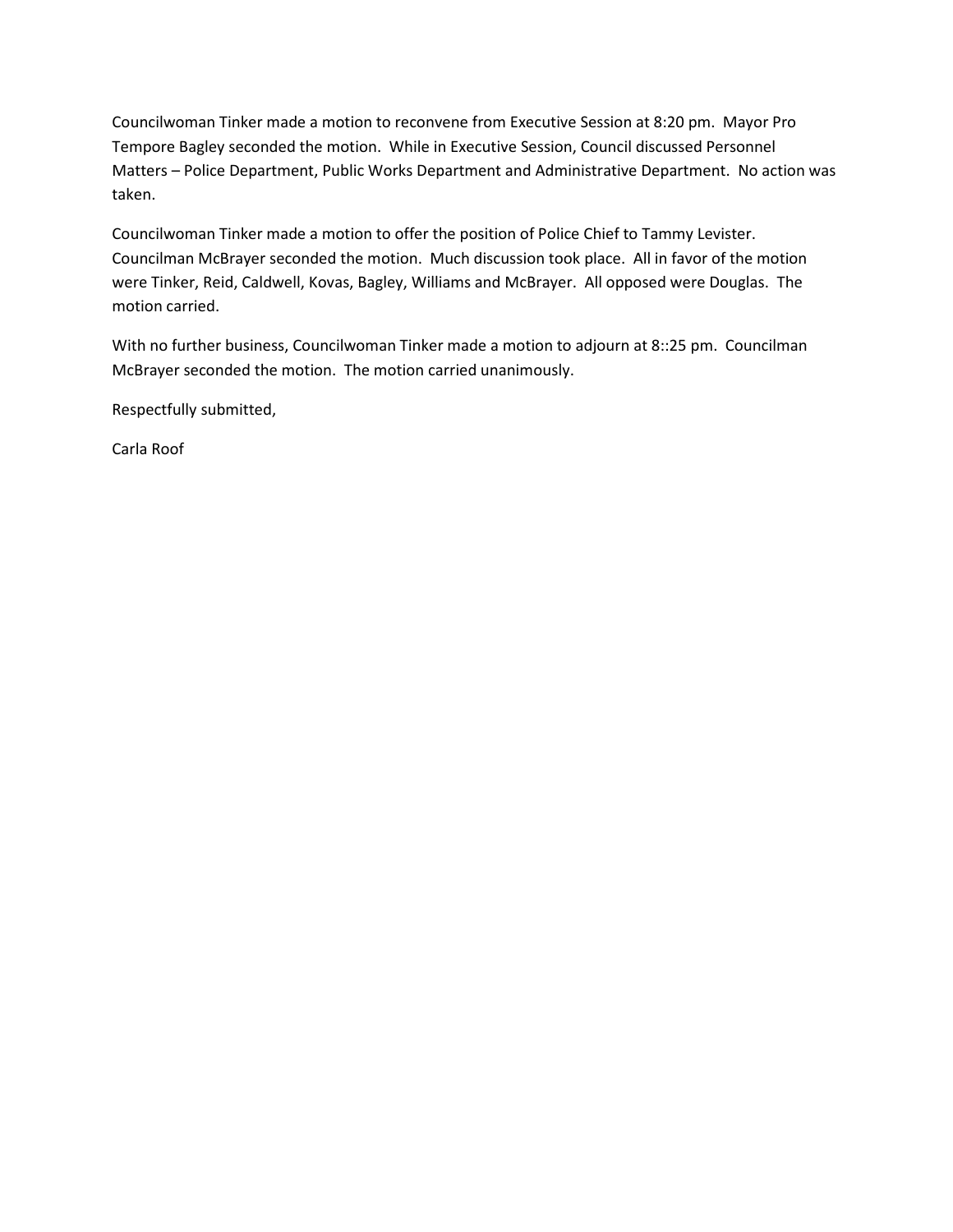Councilwoman Tinker made a motion to reconvene from Executive Session at 8:20 pm. Mayor Pro Tempore Bagley seconded the motion. While in Executive Session, Council discussed Personnel Matters – Police Department, Public Works Department and Administrative Department. No action was taken.

Councilwoman Tinker made a motion to offer the position of Police Chief to Tammy Levister. Councilman McBrayer seconded the motion. Much discussion took place. All in favor of the motion were Tinker, Reid, Caldwell, Kovas, Bagley, Williams and McBrayer. All opposed were Douglas. The motion carried.

With no further business, Councilwoman Tinker made a motion to adjourn at 8::25 pm. Councilman McBrayer seconded the motion. The motion carried unanimously.

Respectfully submitted,

Carla Roof